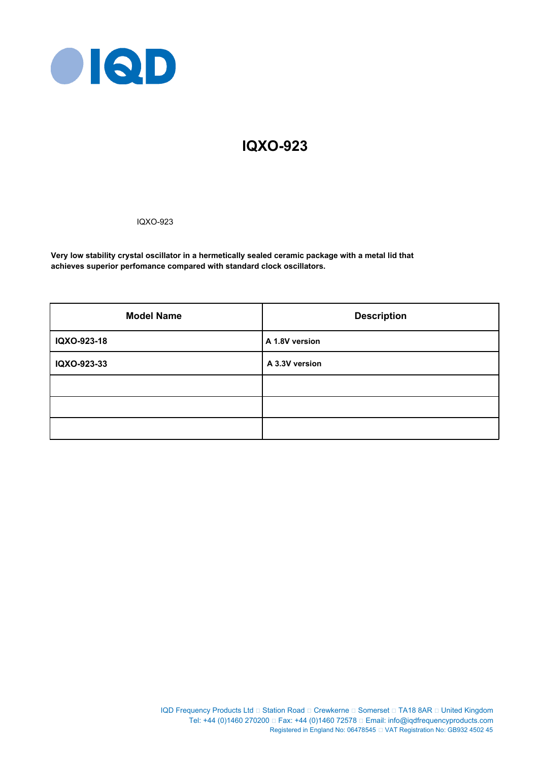# IQXO-923

IQXO-923

**Very low stability crystal oscillator in a hermetically sealed ceramic package with a metal lid that achieves superior perfomance compared with standard clock oscillators.**

| Model Name | Description |
|---|---|
| **IQXO-923-18** | **A 1.8V version** |
| **IQXO-923-33** | **A 3.3V version** |
| | |
| | |
| | |

IQD Frequency Products Ltd □ Station Road □ Crewkerne □ Somerset □ TA18 8AR □ United Kingdom
Tel: +44 (0)1460 270200 □ Fax: +44 (0)1460 72578 □ Email: info@iqdfrequencyproducts.com
Registered in England No: 06478545 □ VAT Registration No: GB932 4502 45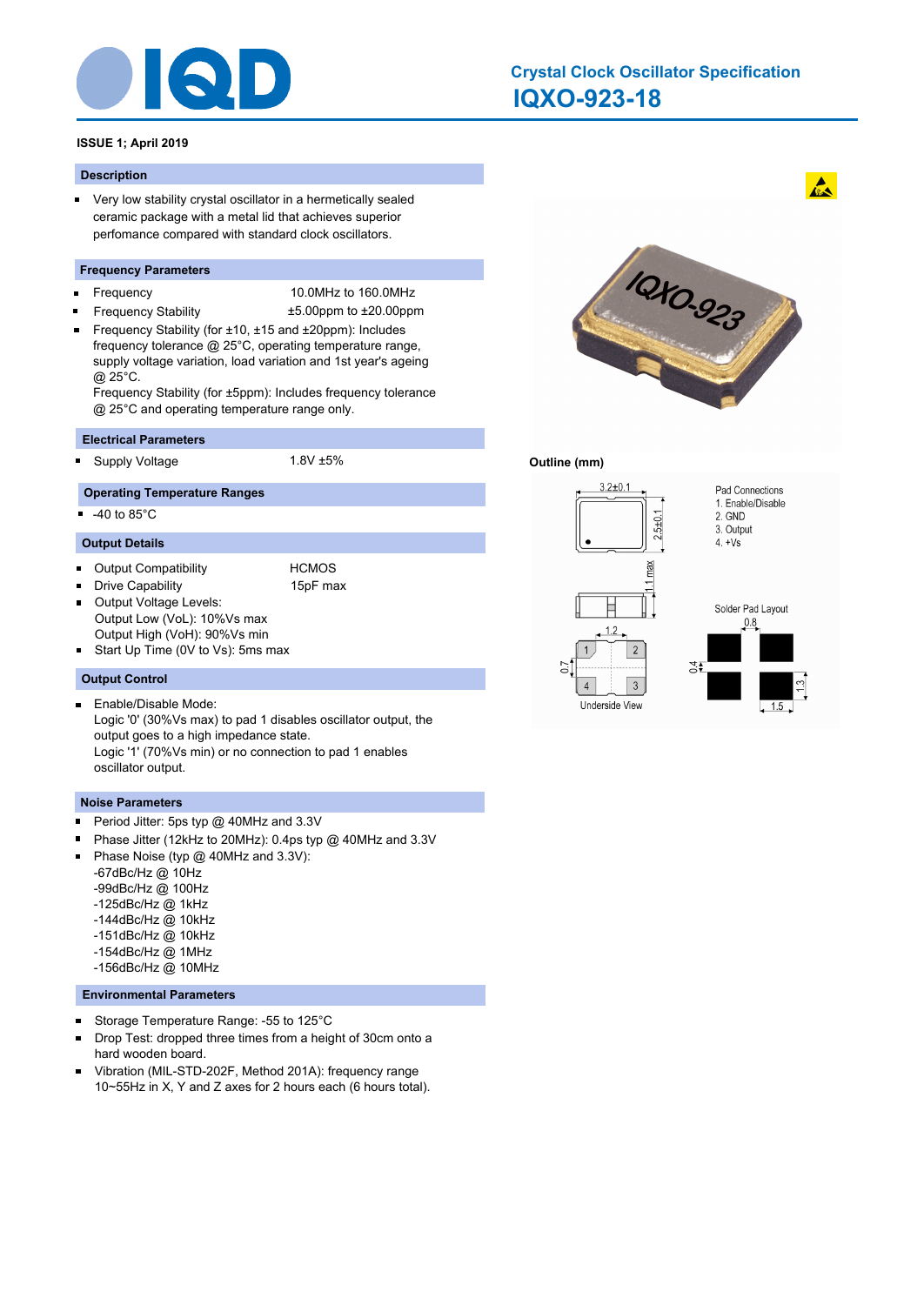# Crystal Clock Oscillator Specification

## IQXO-923-18

**ISSUE 1; April 2019**

### Description

- Very low stability crystal oscillator in a hermetically sealed ceramic package with a metal lid that achieves superior perfomance compared with standard clock oscillators.

### Frequency Parameters

- Frequency 10.0MHz to 160.0MHz
- Frequency Stability ±5.00ppm to ±20.00ppm
- Frequency Stability (for ±10, ±15 and ±20ppm): Includes frequency tolerance @ 25°C, operating temperature range, supply voltage variation, load variation and 1st year's ageing @ 25°C.
  Frequency Stability (for ±5ppm): Includes frequency tolerance @ 25°C and operating temperature range only.

### Electrical Parameters

- Supply Voltage 1.8V ±5%

### Operating Temperature Ranges

- -40 to 85°C

### Output Details

- Output Compatibility HCMOS
- Drive Capability 15pF max
- Output Voltage Levels:
  Output Low (VoL): 10%Vs max
  Output High (VoH): 90%Vs min
- Start Up Time (0V to Vs): 5ms max

### Output Control

- Enable/Disable Mode:
  Logic '0' (30%Vs max) to pad 1 disables oscillator output, the output goes to a high impedance state.
  Logic '1' (70%Vs min) or no connection to pad 1 enables oscillator output.

### Noise Parameters

- Period Jitter: 5ps typ @ 40MHz and 3.3V
- Phase Jitter (12kHz to 20MHz): 0.4ps typ @ 40MHz and 3.3V
- Phase Noise (typ @ 40MHz and 3.3V):
  -67dBc/Hz @ 10Hz
  -99dBc/Hz @ 100Hz
  -125dBc/Hz @ 1kHz
  -144dBc/Hz @ 10kHz
  -151dBc/Hz @ 10kHz
  -154dBc/Hz @ 1MHz
  -156dBc/Hz @ 10MHz

### Environmental Parameters

- Storage Temperature Range: -55 to 125°C
- Drop Test: dropped three times from a height of 30cm onto a hard wooden board.
- Vibration (MIL-STD-202F, Method 201A): frequency range 10~55Hz in X, Y and Z axes for 2 hours each (6 hours total).

**Outline (mm)**

3.2±0.1
2.5±0.1
1.1 max
1.2
0.7

Underside View

Pad Connections
1. Enable/Disable
2. GND
3. Output
4. +Vs

Solder Pad Layout
0.8
0.4
1.3
1.5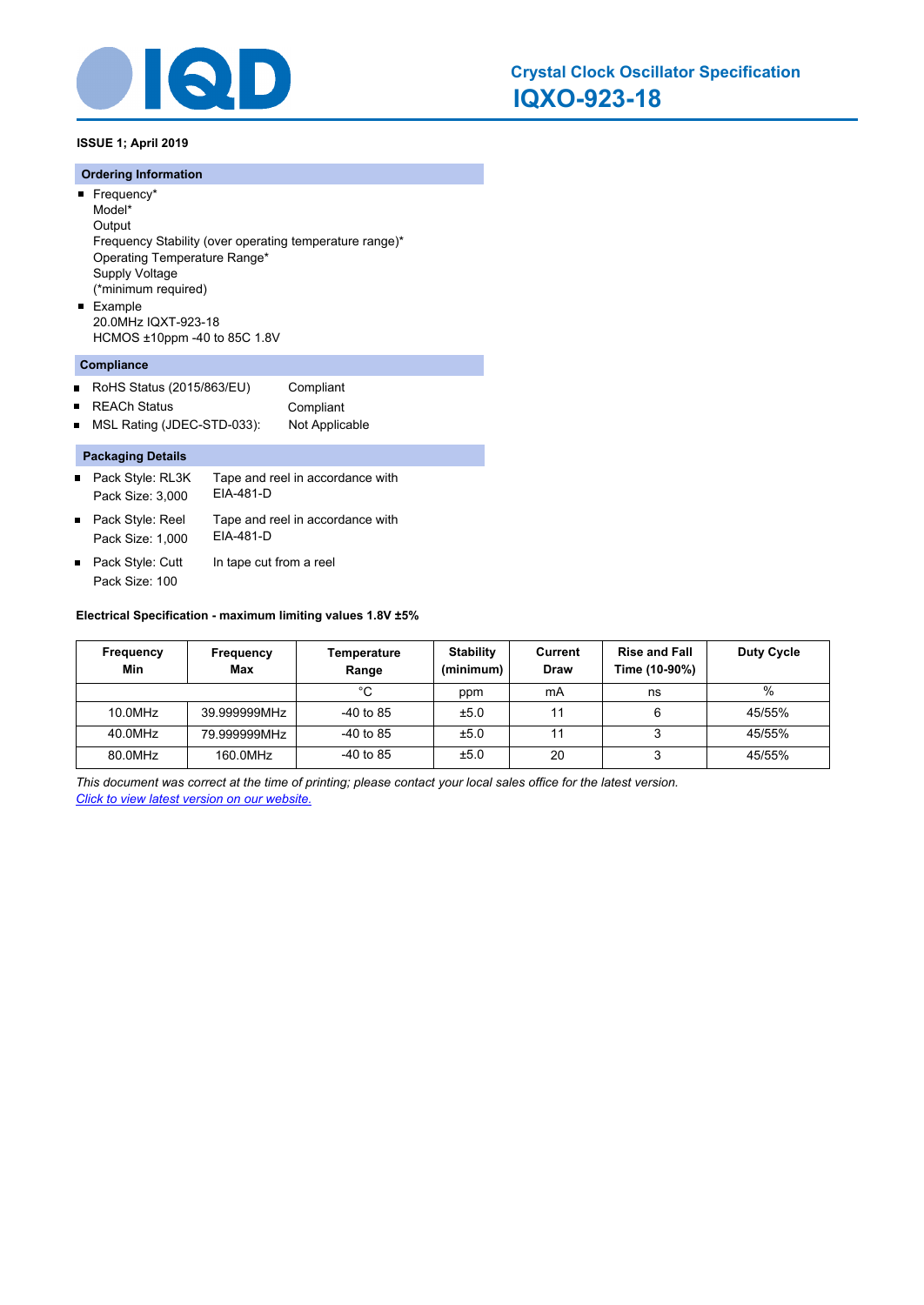# Crystal Clock Oscillator Specification

## IQXO-923-18

**ISSUE 1; April 2019**

### Ordering Information

- Frequency*
  Model*
  Output
  Frequency Stability (over operating temperature range)*
  Operating Temperature Range*
  Supply Voltage
  (*minimum required)
- Example
  20.0MHz IQXT-923-18
  HCMOS ±10ppm -40 to 85C 1.8V

### Compliance

- RoHS Status (2015/863/EU) Compliant
- REACh Status Compliant
- MSL Rating (JDEC-STD-033): Not Applicable

### Packaging Details

- Pack Style: RL3K Tape and reel in accordance with EIA-481-D
  Pack Size: 3,000
- Pack Style: Reel Tape and reel in accordance with EIA-481-D
  Pack Size: 1,000
- Pack Style: Cutt In tape cut from a reel
  Pack Size: 100

**Electrical Specification - maximum limiting values 1.8V ±5%**

| Frequency Min | Frequency Max | Temperature Range | Stability (minimum) | Current Draw | Rise and Fall Time (10-90%) | Duty Cycle |
|---|---|---|---|---|---|---|
| | | °C | ppm | mA | ns | % |
| 10.0MHz | 39.999999MHz | -40 to 85 | ±5.0 | 11 | 6 | 45/55% |
| 40.0MHz | 79.999999MHz | -40 to 85 | ±5.0 | 11 | 3 | 45/55% |
| 80.0MHz | 160.0MHz | -40 to 85 | ±5.0 | 20 | 3 | 45/55% |

*This document was correct at the time of printing; please contact your local sales office for the latest version.*
*Click to view latest version on our website.*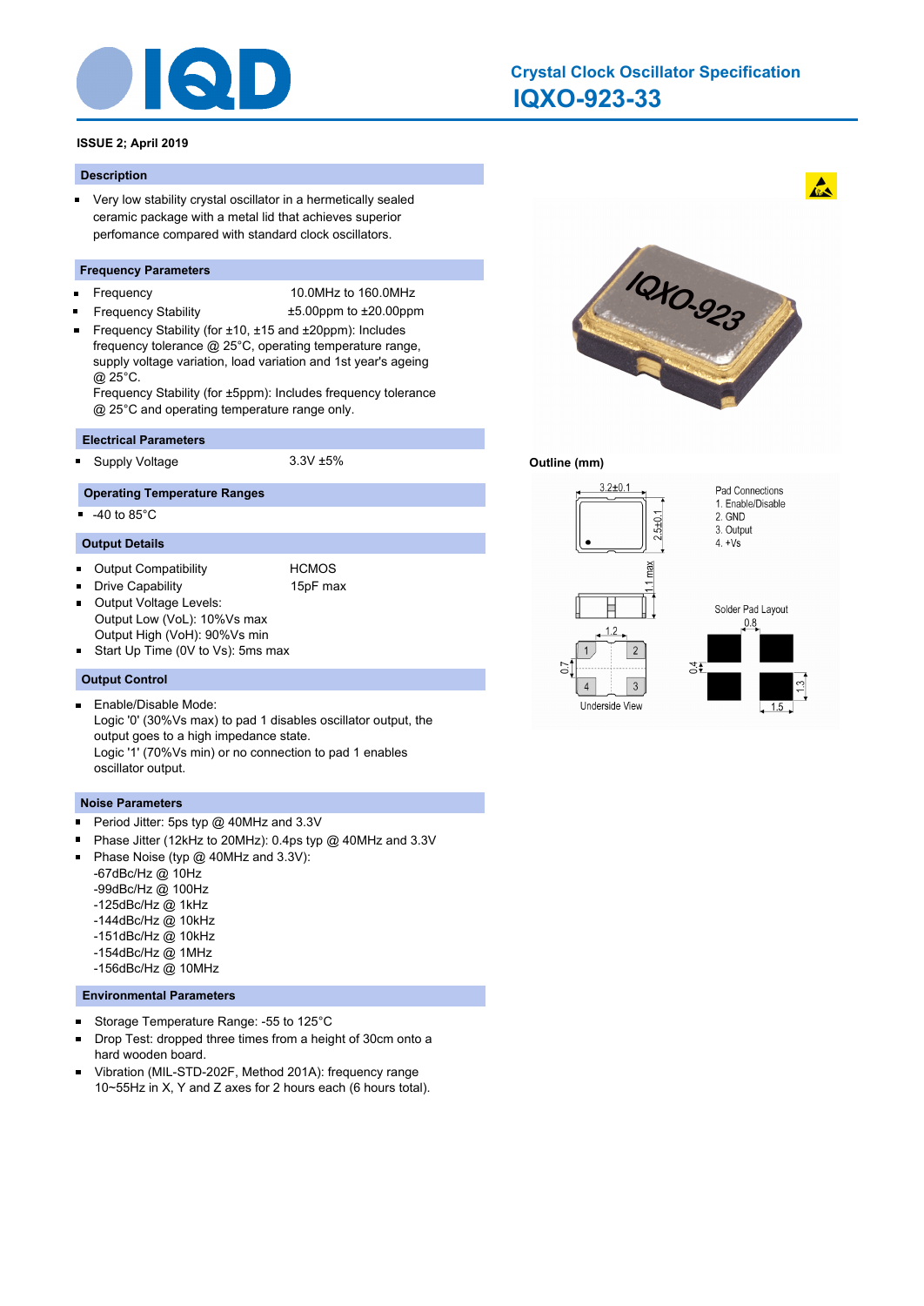# Crystal Clock Oscillator Specification

## IQXO-923-33

**ISSUE 2; April 2019**

### Description

- Very low stability crystal oscillator in a hermetically sealed ceramic package with a metal lid that achieves superior perfomance compared with standard clock oscillators.

### Frequency Parameters

- Frequency 10.0MHz to 160.0MHz
- Frequency Stability ±5.00ppm to ±20.00ppm
- Frequency Stability (for ±10, ±15 and ±20ppm): Includes frequency tolerance @ 25°C, operating temperature range, supply voltage variation, load variation and 1st year's ageing @ 25°C.
  Frequency Stability (for ±5ppm): Includes frequency tolerance @ 25°C and operating temperature range only.

### Electrical Parameters

- Supply Voltage 3.3V ±5%

### Operating Temperature Ranges

- -40 to 85°C

### Output Details

- Output Compatibility HCMOS
- Drive Capability 15pF max
- Output Voltage Levels:
  Output Low (VoL): 10%Vs max
  Output High (VoH): 90%Vs min
- Start Up Time (0V to Vs): 5ms max

### Output Control

- Enable/Disable Mode:
  Logic '0' (30%Vs max) to pad 1 disables oscillator output, the output goes to a high impedance state.
  Logic '1' (70%Vs min) or no connection to pad 1 enables oscillator output.

### Noise Parameters

- Period Jitter: 5ps typ @ 40MHz and 3.3V
- Phase Jitter (12kHz to 20MHz): 0.4ps typ @ 40MHz and 3.3V
- Phase Noise (typ @ 40MHz and 3.3V):
  -67dBc/Hz @ 10Hz
  -99dBc/Hz @ 100Hz
  -125dBc/Hz @ 1kHz
  -144dBc/Hz @ 10kHz
  -151dBc/Hz @ 10kHz
  -154dBc/Hz @ 1MHz
  -156dBc/Hz @ 10MHz

### Environmental Parameters

- Storage Temperature Range: -55 to 125°C
- Drop Test: dropped three times from a height of 30cm onto a hard wooden board.
- Vibration (MIL-STD-202F, Method 201A): frequency range 10~55Hz in X, Y and Z axes for 2 hours each (6 hours total).

### Outline (mm)

3.2±0.1
2.5±0.1
1.1 max
1.2
0.7
Underside View

Pad Connections
1. Enable/Disable
2. GND
3. Output
4. +Vs

Solder Pad Layout
0.8
0.4
1.3
1.5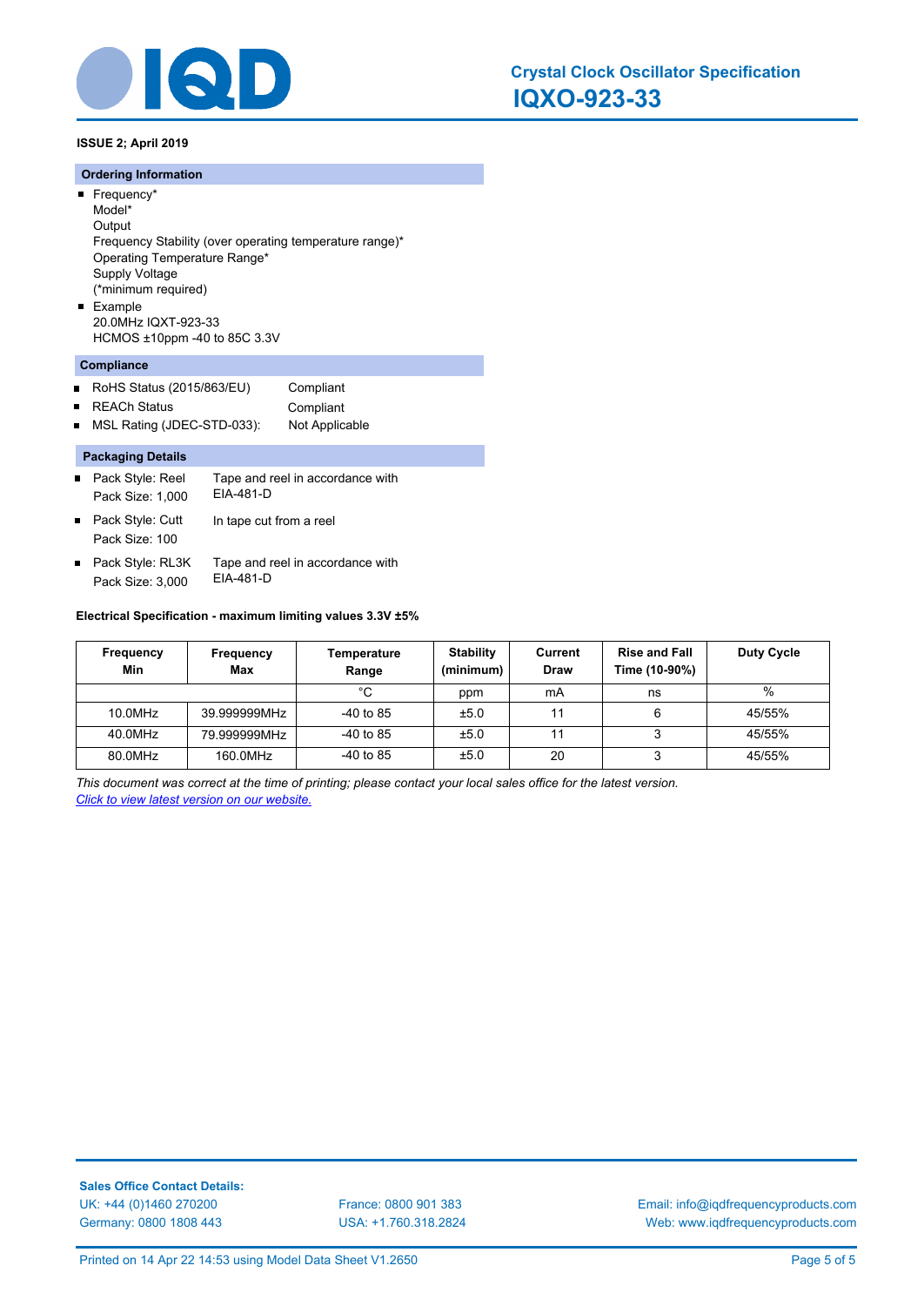# Crystal Clock Oscillator Specification

## IQXO-923-33

**ISSUE 2; April 2019**

### Ordering Information

- Frequency*
  Model*
  Output
  Frequency Stability (over operating temperature range)*
  Operating Temperature Range*
  Supply Voltage
  (*minimum required)
- Example
  20.0MHz IQXT-923-33
  HCMOS ±10ppm -40 to 85C 3.3V

### Compliance

- RoHS Status (2015/863/EU) Compliant
- REACh Status Compliant
- MSL Rating (JDEC-STD-033): Not Applicable

### Packaging Details

- Pack Style: Reel
  Pack Size: 1,000
  Tape and reel in accordance with EIA-481-D
- Pack Style: Cutt
  Pack Size: 100
  In tape cut from a reel
- Pack Style: RL3K
  Pack Size: 3,000
  Tape and reel in accordance with EIA-481-D

**Electrical Specification - maximum limiting values 3.3V ±5%**

| Frequency Min | Frequency Max | Temperature Range | Stability (minimum) | Current Draw | Rise and Fall Time (10-90%) | Duty Cycle |
|---|---|---|---|---|---|---|
| | | °C | ppm | mA | ns | % |
| 10.0MHz | 39.999999MHz | -40 to 85 | ±5.0 | 11 | 6 | 45/55% |
| 40.0MHz | 79.999999MHz | -40 to 85 | ±5.0 | 11 | 3 | 45/55% |
| 80.0MHz | 160.0MHz | -40 to 85 | ±5.0 | 20 | 3 | 45/55% |

*This document was correct at the time of printing; please contact your local sales office for the latest version.*
*Click to view latest version on our website.*

**Sales Office Contact Details:**
UK: +44 (0)1460 270200
Germany: 0800 1808 443
France: 0800 901 383
USA: +1.760.318.2824
Email: info@iqdfrequencyproducts.com
Web: www.iqdfrequencyproducts.com

Printed on 14 Apr 22 14:53 using Model Data Sheet V1.2650